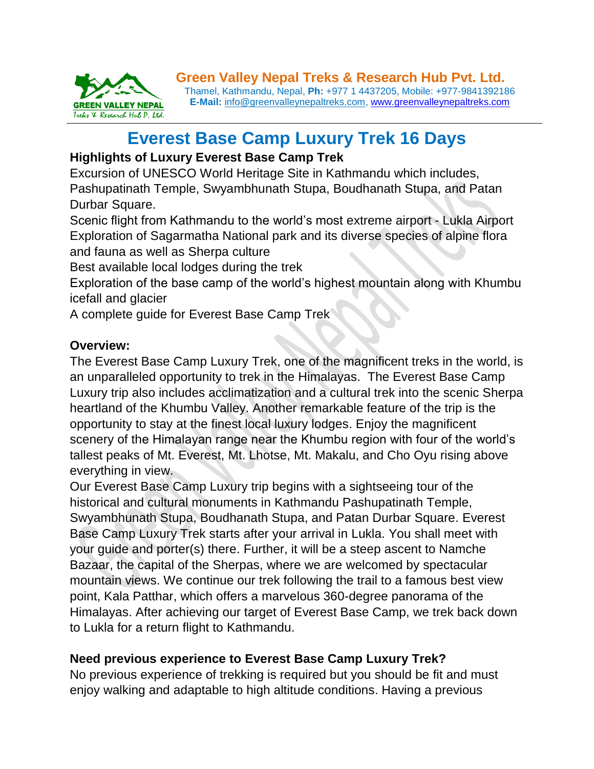**Green Valley Nepal Treks & Research Hub Pvt. Ltd.**
Thamel, Kathmandu, Nepal, **Ph:** +977 1 4437205, Mobile: +977-9841392186
**E-Mail:** info@greenvalleynepaltreks.com, www.greenvalleynepaltreks.com

# Everest Base Camp Luxury Trek 16 Days

**Highlights of Luxury Everest Base Camp Trek**

Excursion of UNESCO World Heritage Site in Kathmandu which includes, Pashupatinath Temple, Swyambhunath Stupa, Boudhanath Stupa, and Patan Durbar Square.
Scenic flight from Kathmandu to the world's most extreme airport - Lukla Airport
Exploration of Sagarmatha National park and its diverse species of alpine flora and fauna as well as Sherpa culture
Best available local lodges during the trek
Exploration of the base camp of the world's highest mountain along with Khumbu icefall and glacier
A complete guide for Everest Base Camp Trek

**Overview:**

The Everest Base Camp Luxury Trek, one of the magnificent treks in the world, is an unparalleled opportunity to trek in the Himalayas. The Everest Base Camp Luxury trip also includes acclimatization and a cultural trek into the scenic Sherpa heartland of the Khumbu Valley. Another remarkable feature of the trip is the opportunity to stay at the finest local luxury lodges. Enjoy the magnificent scenery of the Himalayan range near the Khumbu region with four of the world's tallest peaks of Mt. Everest, Mt. Lhotse, Mt. Makalu, and Cho Oyu rising above everything in view.

Our Everest Base Camp Luxury trip begins with a sightseeing tour of the historical and cultural monuments in Kathmandu Pashupatinath Temple, Swyambhunath Stupa, Boudhanath Stupa, and Patan Durbar Square. Everest Base Camp Luxury Trek starts after your arrival in Lukla. You shall meet with your guide and porter(s) there. Further, it will be a steep ascent to Namche Bazaar, the capital of the Sherpas, where we are welcomed by spectacular mountain views. We continue our trek following the trail to a famous best view point, Kala Patthar, which offers a marvelous 360-degree panorama of the Himalayas. After achieving our target of Everest Base Camp, we trek back down to Lukla for a return flight to Kathmandu.

**Need previous experience to Everest Base Camp Luxury Trek?**

No previous experience of trekking is required but you should be fit and must enjoy walking and adaptable to high altitude conditions. Having a previous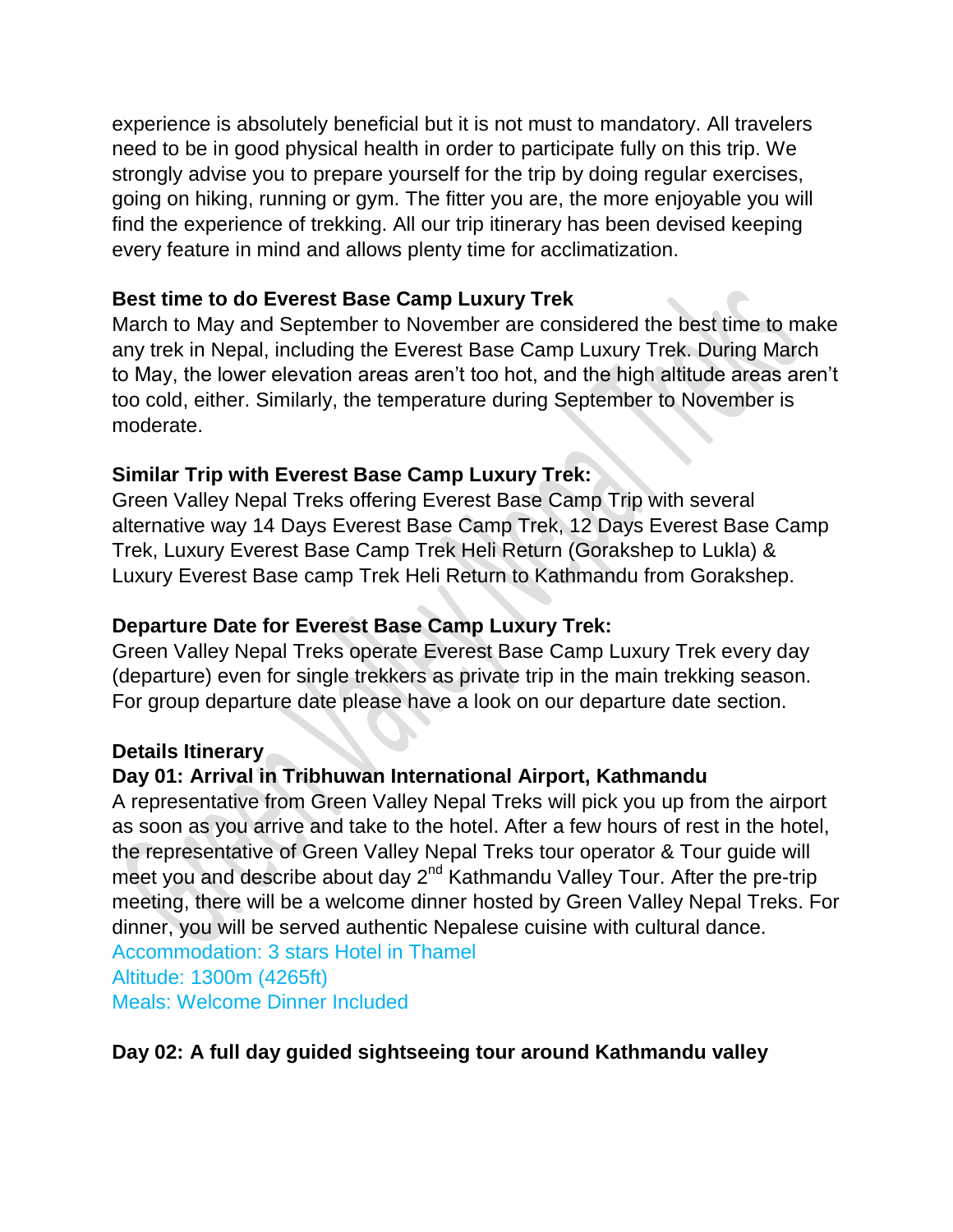experience is absolutely beneficial but it is not must to mandatory. All travelers need to be in good physical health in order to participate fully on this trip. We strongly advise you to prepare yourself for the trip by doing regular exercises, going on hiking, running or gym. The fitter you are, the more enjoyable you will find the experience of trekking. All our trip itinerary has been devised keeping every feature in mind and allows plenty time for acclimatization.

**Best time to do Everest Base Camp Luxury Trek**

March to May and September to November are considered the best time to make any trek in Nepal, including the Everest Base Camp Luxury Trek. During March to May, the lower elevation areas aren't too hot, and the high altitude areas aren't too cold, either. Similarly, the temperature during September to November is moderate.

**Similar Trip with Everest Base Camp Luxury Trek:**

Green Valley Nepal Treks offering Everest Base Camp Trip with several alternative way 14 Days Everest Base Camp Trek, 12 Days Everest Base Camp Trek, Luxury Everest Base Camp Trek Heli Return (Gorakshep to Lukla) & Luxury Everest Base camp Trek Heli Return to Kathmandu from Gorakshep.

**Departure Date for Everest Base Camp Luxury Trek:**

Green Valley Nepal Treks operate Everest Base Camp Luxury Trek every day (departure) even for single trekkers as private trip in the main trekking season. For group departure date please have a look on our departure date section.

**Details Itinerary**

**Day 01: Arrival in Tribhuwan International Airport, Kathmandu**

A representative from Green Valley Nepal Treks will pick you up from the airport as soon as you arrive and take to the hotel. After a few hours of rest in the hotel, the representative of Green Valley Nepal Treks tour operator & Tour guide will meet you and describe about day 2nd Kathmandu Valley Tour. After the pre-trip meeting, there will be a welcome dinner hosted by Green Valley Nepal Treks. For dinner, you will be served authentic Nepalese cuisine with cultural dance.

Accommodation: 3 stars Hotel in Thamel
Altitude: 1300m (4265ft)
Meals: Welcome Dinner Included

**Day 02: A full day guided sightseeing tour around Kathmandu valley**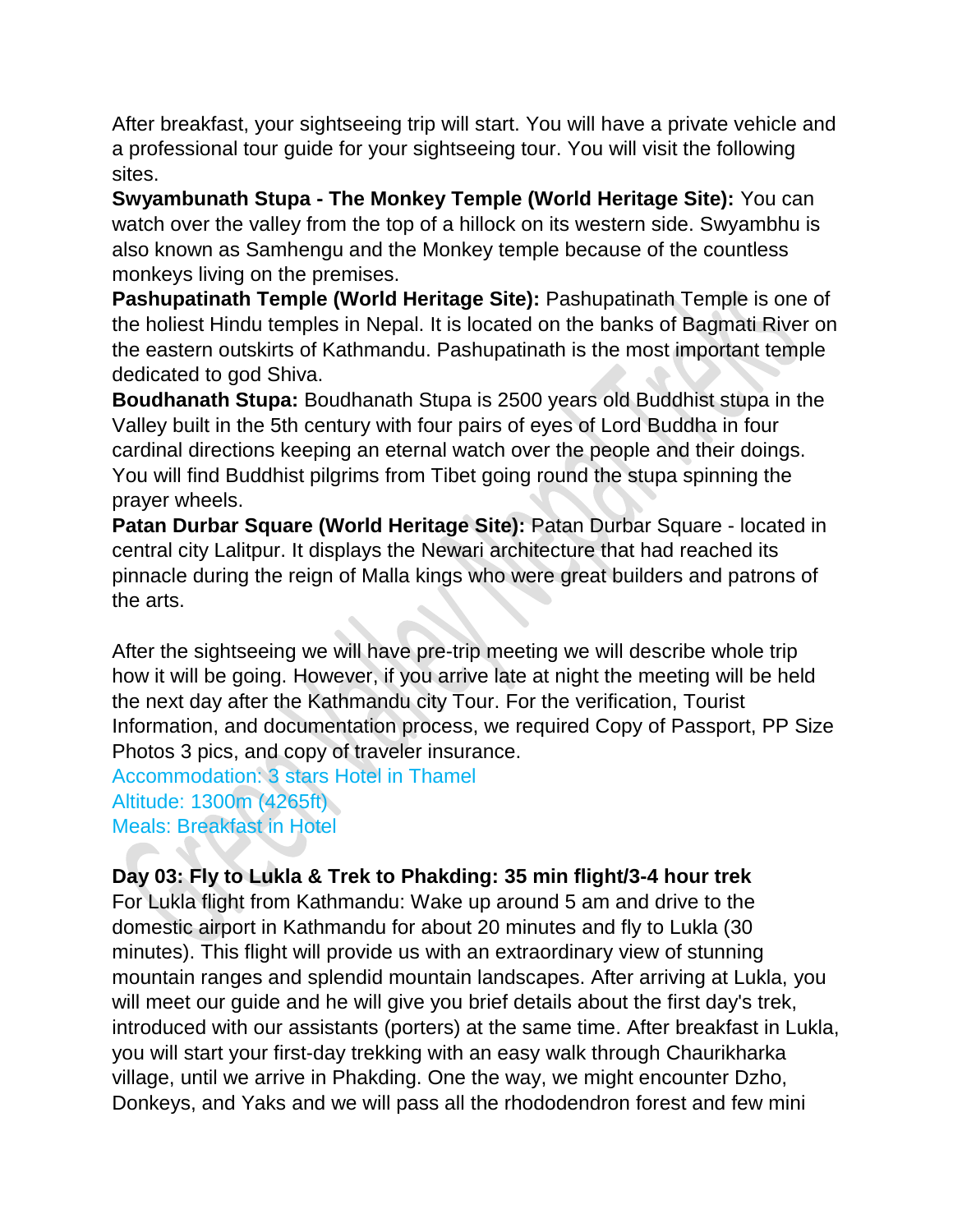After breakfast, your sightseeing trip will start. You will have a private vehicle and a professional tour guide for your sightseeing tour. You will visit the following sites.

**Swyambunath Stupa - The Monkey Temple (World Heritage Site):** You can watch over the valley from the top of a hillock on its western side. Swyambhu is also known as Samhengu and the Monkey temple because of the countless monkeys living on the premises.

**Pashupatinath Temple (World Heritage Site):** Pashupatinath Temple is one of the holiest Hindu temples in Nepal. It is located on the banks of Bagmati River on the eastern outskirts of Kathmandu. Pashupatinath is the most important temple dedicated to god Shiva.

**Boudhanath Stupa:** Boudhanath Stupa is 2500 years old Buddhist stupa in the Valley built in the 5th century with four pairs of eyes of Lord Buddha in four cardinal directions keeping an eternal watch over the people and their doings. You will find Buddhist pilgrims from Tibet going round the stupa spinning the prayer wheels.

**Patan Durbar Square (World Heritage Site):** Patan Durbar Square - located in central city Lalitpur. It displays the Newari architecture that had reached its pinnacle during the reign of Malla kings who were great builders and patrons of the arts.

After the sightseeing we will have pre-trip meeting we will describe whole trip how it will be going. However, if you arrive late at night the meeting will be held the next day after the Kathmandu city Tour. For the verification, Tourist Information, and documentation process, we required Copy of Passport, PP Size Photos 3 pics, and copy of traveler insurance.

Accommodation: 3 stars Hotel in Thamel
Altitude: 1300m (4265ft)
Meals: Breakfast in Hotel

**Day 03: Fly to Lukla & Trek to Phakding: 35 min flight/3-4 hour trek**

For Lukla flight from Kathmandu: Wake up around 5 am and drive to the domestic airport in Kathmandu for about 20 minutes and fly to Lukla (30 minutes). This flight will provide us with an extraordinary view of stunning mountain ranges and splendid mountain landscapes. After arriving at Lukla, you will meet our guide and he will give you brief details about the first day's trek, introduced with our assistants (porters) at the same time. After breakfast in Lukla, you will start your first-day trekking with an easy walk through Chaurikharka village, until we arrive in Phakding. One the way, we might encounter Dzho, Donkeys, and Yaks and we will pass all the rhododendron forest and few mini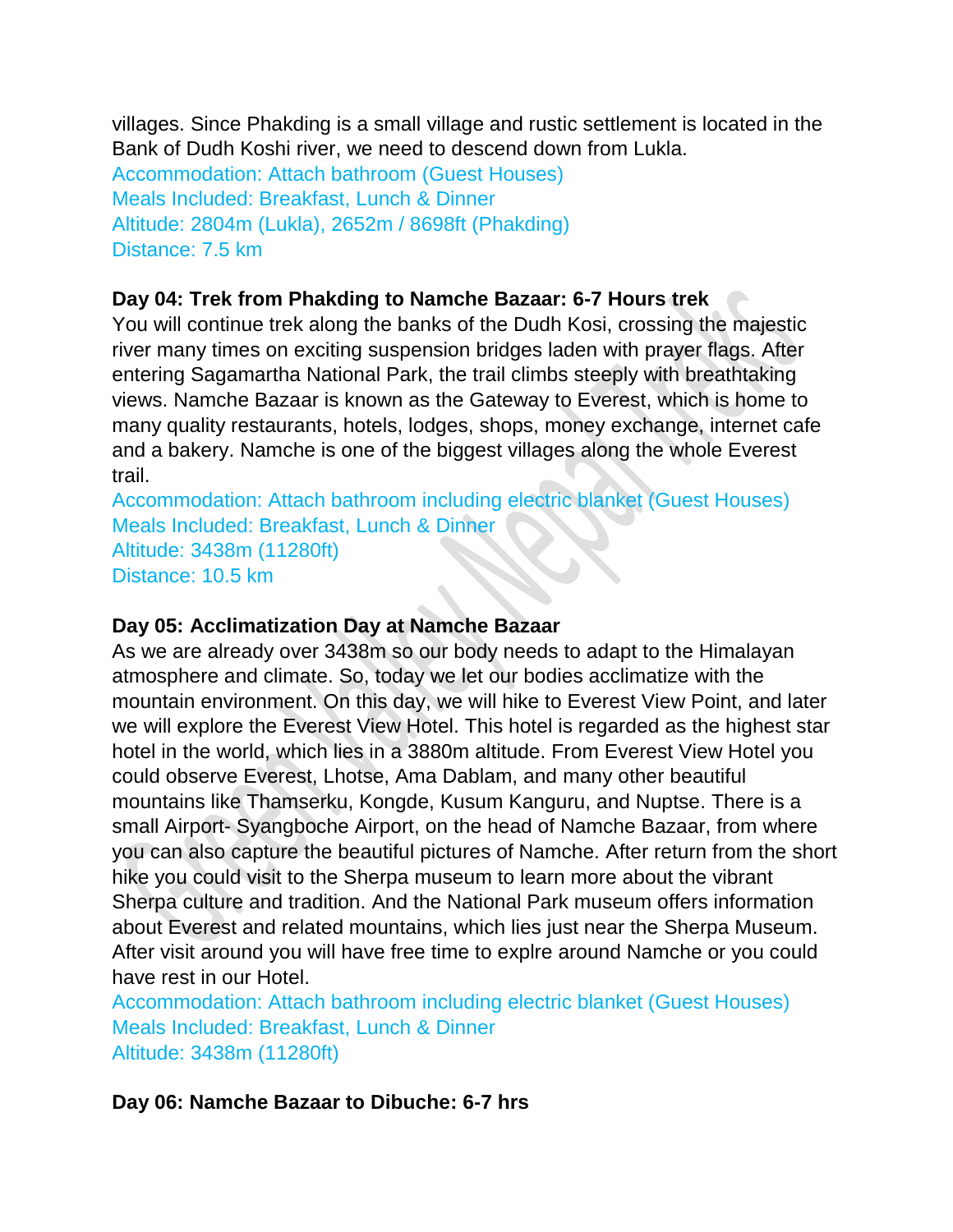villages. Since Phakding is a small village and rustic settlement is located in the Bank of Dudh Koshi river, we need to descend down from Lukla.

Accommodation: Attach bathroom (Guest Houses)
Meals Included: Breakfast, Lunch & Dinner
Altitude: 2804m (Lukla), 2652m / 8698ft (Phakding)
Distance: 7.5 km

**Day 04: Trek from Phakding to Namche Bazaar: 6-7 Hours trek**

You will continue trek along the banks of the Dudh Kosi, crossing the majestic river many times on exciting suspension bridges laden with prayer flags. After entering Sagamartha National Park, the trail climbs steeply with breathtaking views. Namche Bazaar is known as the Gateway to Everest, which is home to many quality restaurants, hotels, lodges, shops, money exchange, internet cafe and a bakery. Namche is one of the biggest villages along the whole Everest trail.

Accommodation: Attach bathroom including electric blanket (Guest Houses)
Meals Included: Breakfast, Lunch & Dinner
Altitude: 3438m (11280ft)
Distance: 10.5 km

**Day 05: Acclimatization Day at Namche Bazaar**

As we are already over 3438m so our body needs to adapt to the Himalayan atmosphere and climate. So, today we let our bodies acclimatize with the mountain environment. On this day, we will hike to Everest View Point, and later we will explore the Everest View Hotel. This hotel is regarded as the highest star hotel in the world, which lies in a 3880m altitude. From Everest View Hotel you could observe Everest, Lhotse, Ama Dablam, and many other beautiful mountains like Thamserku, Kongde, Kusum Kanguru, and Nuptse. There is a small Airport- Syangboche Airport, on the head of Namche Bazaar, from where you can also capture the beautiful pictures of Namche. After return from the short hike you could visit to the Sherpa museum to learn more about the vibrant Sherpa culture and tradition. And the National Park museum offers information about Everest and related mountains, which lies just near the Sherpa Museum. After visit around you will have free time to explre around Namche or you could have rest in our Hotel.

Accommodation: Attach bathroom including electric blanket (Guest Houses)
Meals Included: Breakfast, Lunch & Dinner
Altitude: 3438m (11280ft)

**Day 06: Namche Bazaar to Dibuche: 6-7 hrs**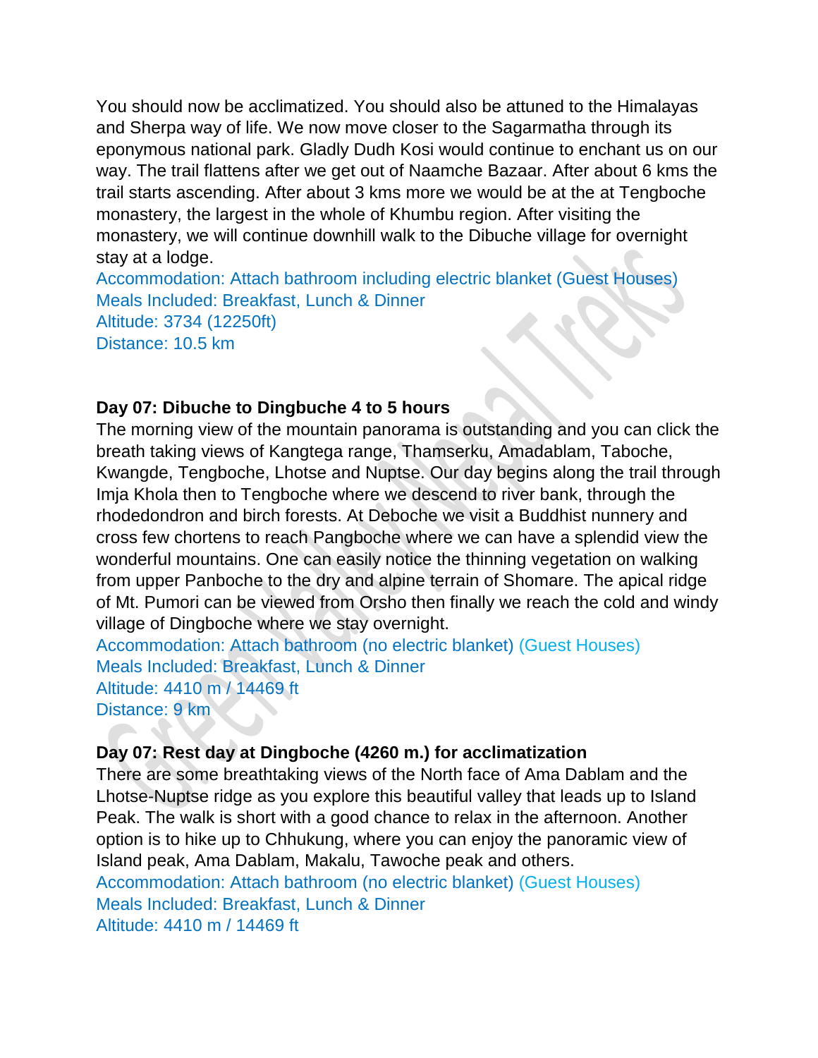You should now be acclimatized. You should also be attuned to the Himalayas and Sherpa way of life. We now move closer to the Sagarmatha through its eponymous national park. Gladly Dudh Kosi would continue to enchant us on our way. The trail flattens after we get out of Naamche Bazaar. After about 6 kms the trail starts ascending. After about 3 kms more we would be at the at Tengboche monastery, the largest in the whole of Khumbu region. After visiting the monastery, we will continue downhill walk to the Dibuche village for overnight stay at a lodge.

Accommodation: Attach bathroom including electric blanket (Guest Houses)
Meals Included: Breakfast, Lunch & Dinner
Altitude: 3734 (12250ft)
Distance: 10.5 km

**Day 07: Dibuche to Dingbuche 4 to 5 hours**

The morning view of the mountain panorama is outstanding and you can click the breath taking views of Kangtega range, Thamserku, Amadablam, Taboche, Kwangde, Tengboche, Lhotse and Nuptse. Our day begins along the trail through Imja Khola then to Tengboche where we descend to river bank, through the rhodedondron and birch forests. At Deboche we visit a Buddhist nunnery and cross few chortens to reach Pangboche where we can have a splendid view the wonderful mountains. One can easily notice the thinning vegetation on walking from upper Panboche to the dry and alpine terrain of Shomare. The apical ridge of Mt. Pumori can be viewed from Orsho then finally we reach the cold and windy village of Dingboche where we stay overnight.

Accommodation: Attach bathroom (no electric blanket) (Guest Houses)
Meals Included: Breakfast, Lunch & Dinner
Altitude: 4410 m / 14469 ft
Distance: 9 km

**Day 07: Rest day at Dingboche (4260 m.) for acclimatization**

There are some breathtaking views of the North face of Ama Dablam and the Lhotse-Nuptse ridge as you explore this beautiful valley that leads up to Island Peak. The walk is short with a good chance to relax in the afternoon. Another option is to hike up to Chhukung, where you can enjoy the panoramic view of Island peak, Ama Dablam, Makalu, Tawoche peak and others.

Accommodation: Attach bathroom (no electric blanket) (Guest Houses)
Meals Included: Breakfast, Lunch & Dinner
Altitude: 4410 m / 14469 ft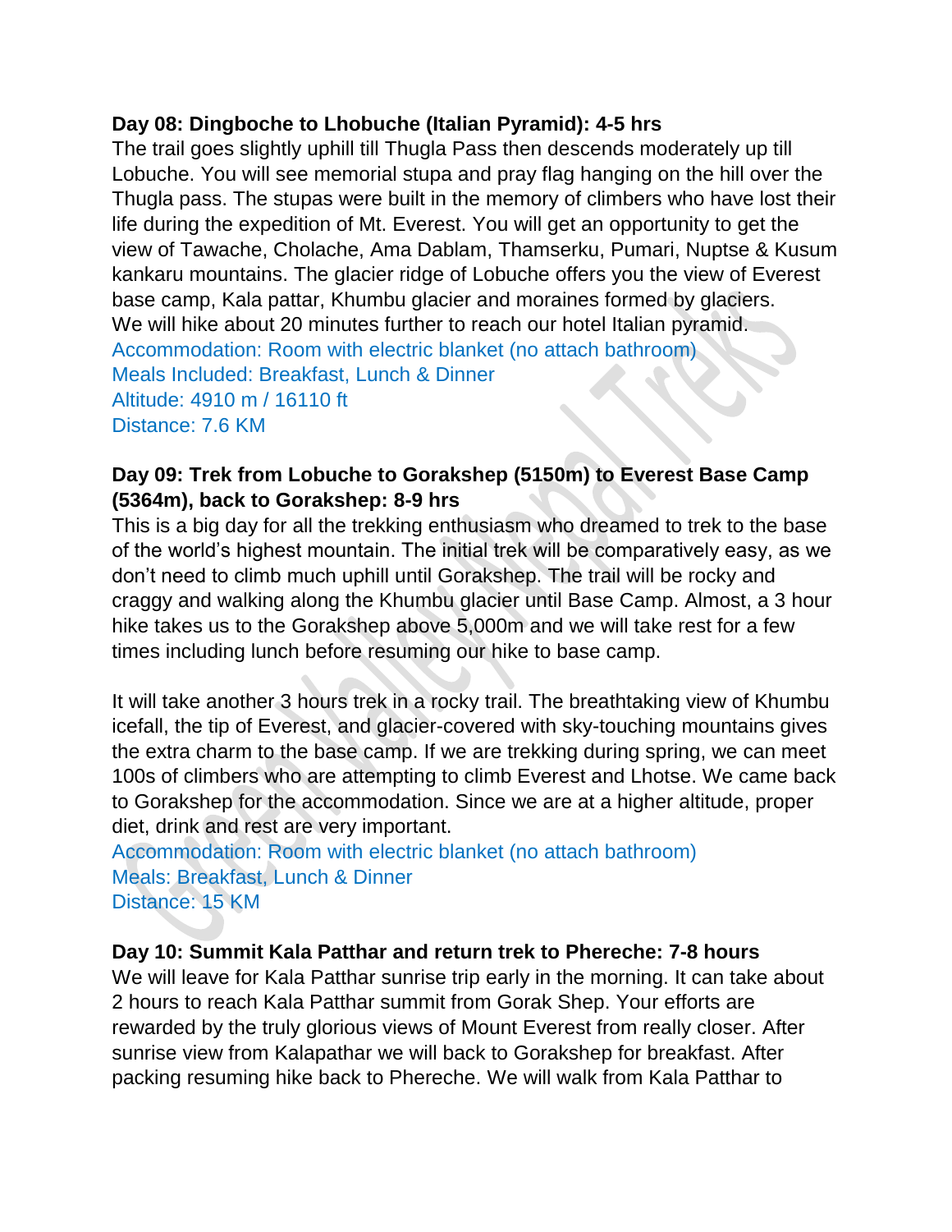**Day 08: Dingboche to Lhobuche (Italian Pyramid): 4-5 hrs**

The trail goes slightly uphill till Thugla Pass then descends moderately up till Lobuche. You will see memorial stupa and pray flag hanging on the hill over the Thugla pass. The stupas were built in the memory of climbers who have lost their life during the expedition of Mt. Everest. You will get an opportunity to get the view of Tawache, Cholache, Ama Dablam, Thamserku, Pumari, Nuptse & Kusum kankaru mountains. The glacier ridge of Lobuche offers you the view of Everest base camp, Kala pattar, Khumbu glacier and moraines formed by glaciers. We will hike about 20 minutes further to reach our hotel Italian pyramid.

Accommodation: Room with electric blanket (no attach bathroom)
Meals Included: Breakfast, Lunch & Dinner
Altitude: 4910 m / 16110 ft
Distance: 7.6 KM

**Day 09: Trek from Lobuche to Gorakshep (5150m) to Everest Base Camp (5364m), back to Gorakshep: 8-9 hrs**

This is a big day for all the trekking enthusiasm who dreamed to trek to the base of the world's highest mountain. The initial trek will be comparatively easy, as we don't need to climb much uphill until Gorakshep. The trail will be rocky and craggy and walking along the Khumbu glacier until Base Camp. Almost, a 3 hour hike takes us to the Gorakshep above 5,000m and we will take rest for a few times including lunch before resuming our hike to base camp.

It will take another 3 hours trek in a rocky trail. The breathtaking view of Khumbu icefall, the tip of Everest, and glacier-covered with sky-touching mountains gives the extra charm to the base camp. If we are trekking during spring, we can meet 100s of climbers who are attempting to climb Everest and Lhotse. We came back to Gorakshep for the accommodation. Since we are at a higher altitude, proper diet, drink and rest are very important.

Accommodation: Room with electric blanket (no attach bathroom)
Meals: Breakfast, Lunch & Dinner
Distance: 15 KM

**Day 10: Summit Kala Patthar and return trek to Phereche: 7-8 hours**

We will leave for Kala Patthar sunrise trip early in the morning. It can take about 2 hours to reach Kala Patthar summit from Gorak Shep. Your efforts are rewarded by the truly glorious views of Mount Everest from really closer. After sunrise view from Kalapathar we will back to Gorakshep for breakfast. After packing resuming hike back to Phereche. We will walk from Kala Patthar to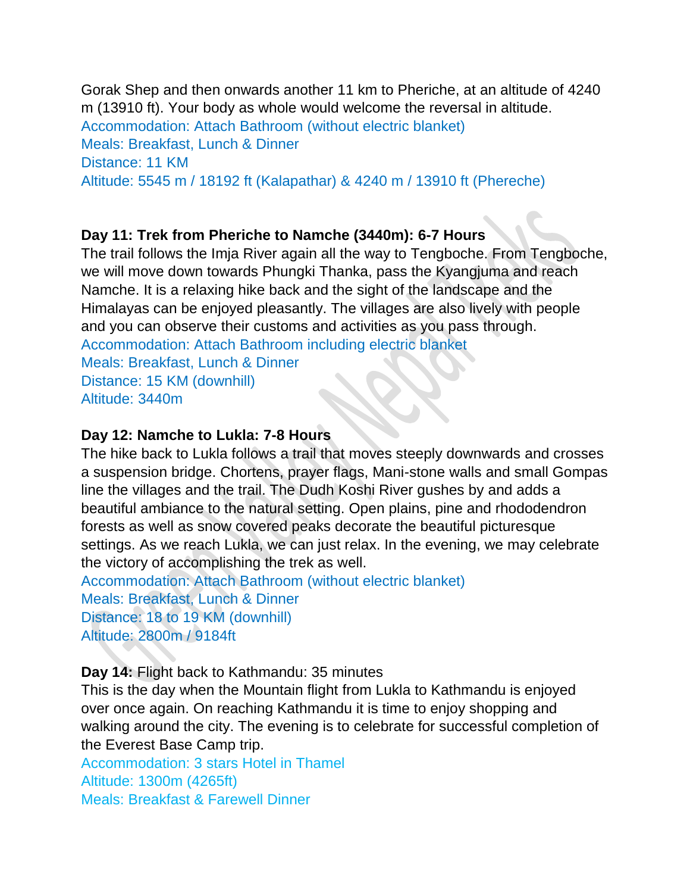Gorak Shep and then onwards another 11 km to Pheriche, at an altitude of 4240 m (13910 ft). Your body as whole would welcome the reversal in altitude.
Accommodation: Attach Bathroom (without electric blanket)
Meals: Breakfast, Lunch & Dinner
Distance: 11 KM
Altitude: 5545 m / 18192 ft (Kalapathar) & 4240 m / 13910 ft (Phereche)

**Day 11: Trek from Pheriche to Namche (3440m): 6-7 Hours**
The trail follows the Imja River again all the way to Tengboche. From Tengboche, we will move down towards Phungki Thanka, pass the Kyangjuma and reach Namche. It is a relaxing hike back and the sight of the landscape and the Himalayas can be enjoyed pleasantly. The villages are also lively with people and you can observe their customs and activities as you pass through.
Accommodation: Attach Bathroom including electric blanket
Meals: Breakfast, Lunch & Dinner
Distance: 15 KM (downhill)
Altitude: 3440m

**Day 12: Namche to Lukla: 7-8 Hours**
The hike back to Lukla follows a trail that moves steeply downwards and crosses a suspension bridge. Chortens, prayer flags, Mani-stone walls and small Gompas line the villages and the trail. The Dudh Koshi River gushes by and adds a beautiful ambiance to the natural setting. Open plains, pine and rhododendron forests as well as snow covered peaks decorate the beautiful picturesque settings. As we reach Lukla, we can just relax. In the evening, we may celebrate the victory of accomplishing the trek as well.
Accommodation: Attach Bathroom (without electric blanket)
Meals: Breakfast, Lunch & Dinner
Distance: 18 to 19 KM (downhill)
Altitude: 2800m / 9184ft

**Day 14:** Flight back to Kathmandu: 35 minutes
This is the day when the Mountain flight from Lukla to Kathmandu is enjoyed over once again. On reaching Kathmandu it is time to enjoy shopping and walking around the city. The evening is to celebrate for successful completion of the Everest Base Camp trip.
Accommodation: 3 stars Hotel in Thamel
Altitude: 1300m (4265ft)
Meals: Breakfast & Farewell Dinner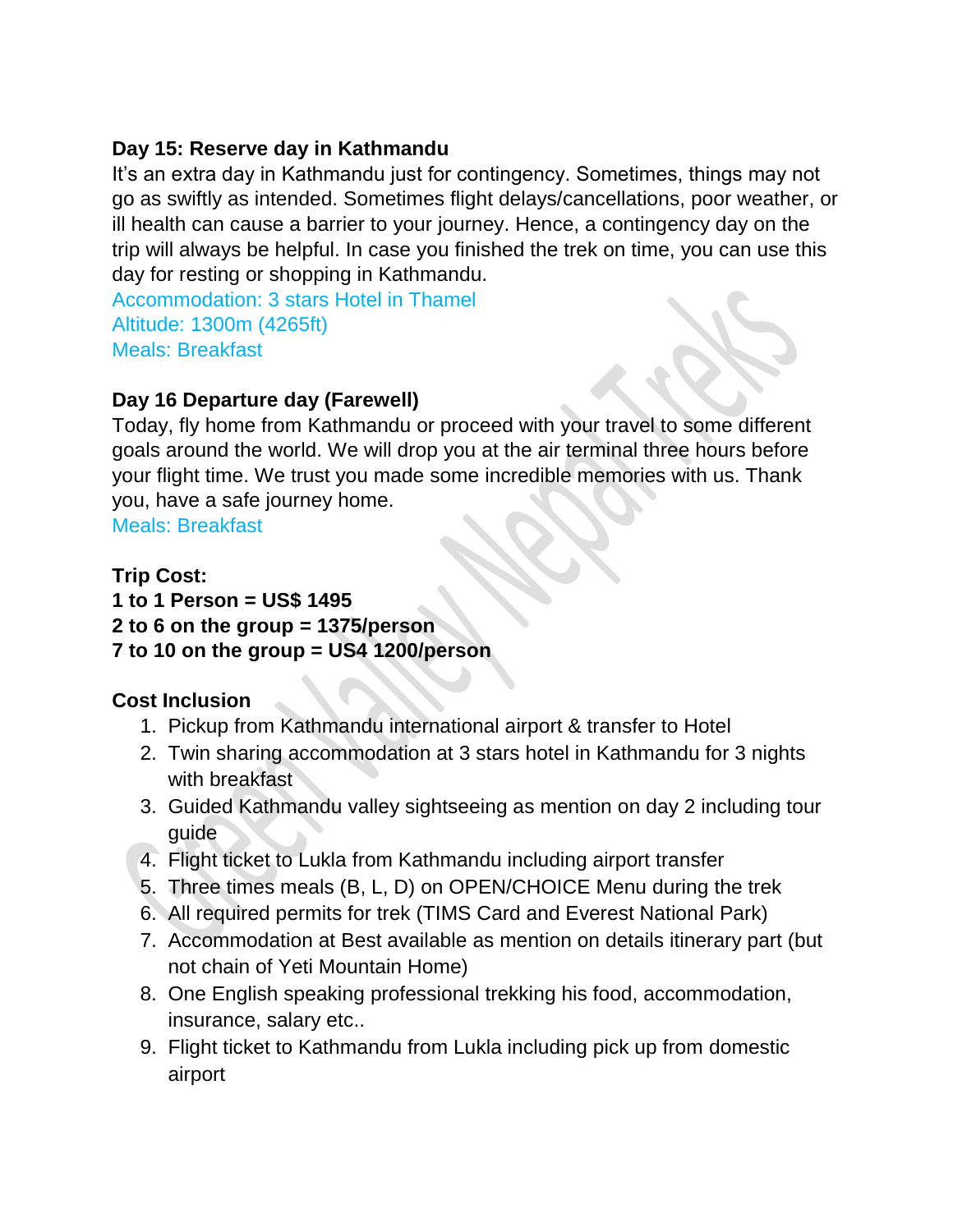**Day 15: Reserve day in Kathmandu**

It's an extra day in Kathmandu just for contingency. Sometimes, things may not go as swiftly as intended. Sometimes flight delays/cancellations, poor weather, or ill health can cause a barrier to your journey. Hence, a contingency day on the trip will always be helpful. In case you finished the trek on time, you can use this day for resting or shopping in Kathmandu.

Accommodation: 3 stars Hotel in Thamel
Altitude: 1300m (4265ft)
Meals: Breakfast

**Day 16 Departure day (Farewell)**

Today, fly home from Kathmandu or proceed with your travel to some different goals around the world. We will drop you at the air terminal three hours before your flight time. We trust you made some incredible memories with us. Thank you, have a safe journey home.

Meals: Breakfast

**Trip Cost:**
**1 to 1 Person = US$ 1495**
**2 to 6 on the group = 1375/person**
**7 to 10 on the group = US4 1200/person**

**Cost Inclusion**

1. Pickup from Kathmandu international airport & transfer to Hotel
2. Twin sharing accommodation at 3 stars hotel in Kathmandu for 3 nights with breakfast
3. Guided Kathmandu valley sightseeing as mention on day 2 including tour guide
4. Flight ticket to Lukla from Kathmandu including airport transfer
5. Three times meals (B, L, D) on OPEN/CHOICE Menu during the trek
6. All required permits for trek (TIMS Card and Everest National Park)
7. Accommodation at Best available as mention on details itinerary part (but not chain of Yeti Mountain Home)
8. One English speaking professional trekking his food, accommodation, insurance, salary etc..
9. Flight ticket to Kathmandu from Lukla including pick up from domestic airport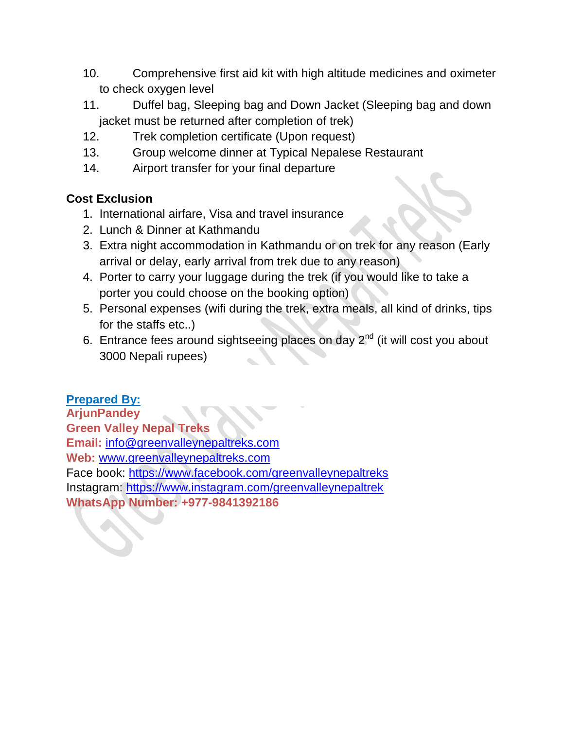10. Comprehensive first aid kit with high altitude medicines and oximeter to check oxygen level
11. Duffel bag, Sleeping bag and Down Jacket (Sleeping bag and down jacket must be returned after completion of trek)
12. Trek completion certificate (Upon request)
13. Group welcome dinner at Typical Nepalese Restaurant
14. Airport transfer for your final departure

**Cost Exclusion**

1. International airfare, Visa and travel insurance
2. Lunch & Dinner at Kathmandu
3. Extra night accommodation in Kathmandu or on trek for any reason (Early arrival or delay, early arrival from trek due to any reason)
4. Porter to carry your luggage during the trek (if you would like to take a porter you could choose on the booking option)
5. Personal expenses (wifi during the trek, extra meals, all kind of drinks, tips for the staffs etc..)
6. Entrance fees around sightseeing places on day 2nd (it will cost you about 3000 Nepali rupees)

**Prepared By:**
**ArjunPandey**
**Green Valley Nepal Treks**
**Email:** info@greenvalleynepaltreks.com
**Web:** www.greenvalleynepaltreks.com
Face book: https://www.facebook.com/greenvalleynepaltreks
Instagram: https://www.instagram.com/greenvalleynepaltrek
**WhatsApp Number: +977-9841392186**